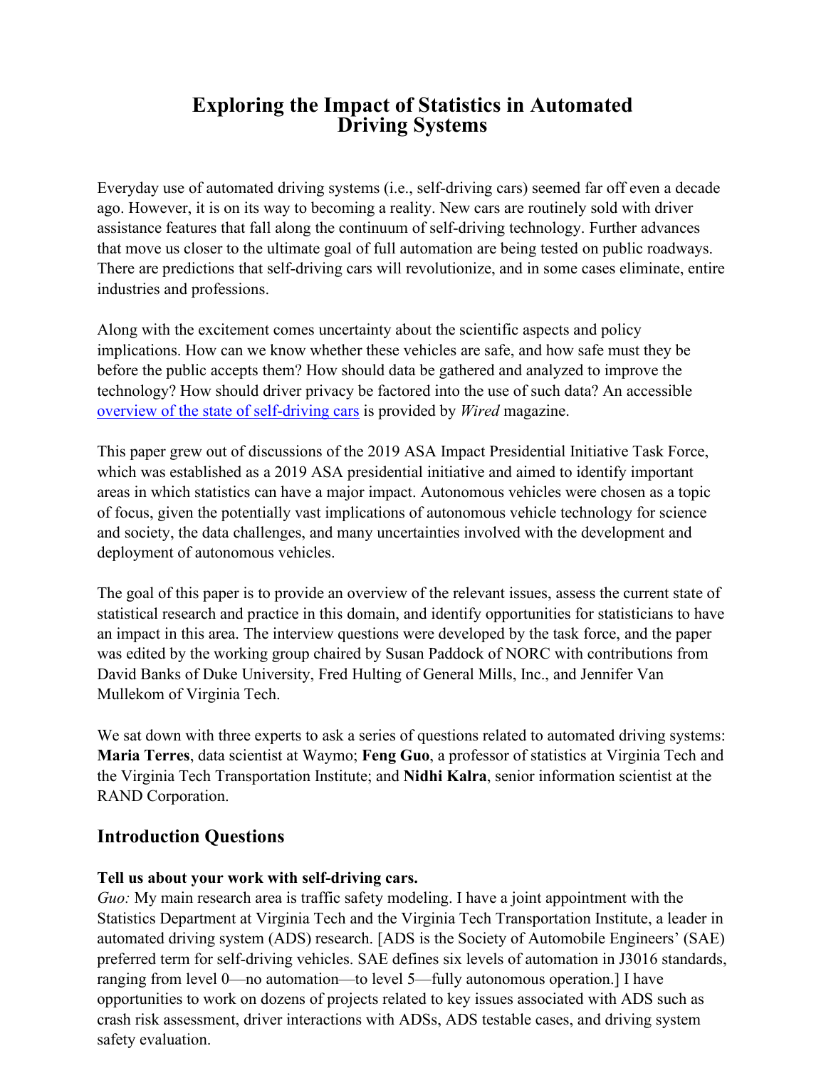# Exploring the Impact of Statistics in Automated Driving Systems

Everyday use of automated driving systems (i.e., self-driving cars) seemed far off even a decade ago. However, it is on its way to becoming a reality. New cars are routinely sold with driver assistance features that fall along the continuum of self-driving technology. Further advances that move us closer to the ultimate goal of full automation are being tested on public roadways. There are predictions that self-driving cars will revolutionize, and in some cases eliminate, entire industries and professions.

Along with the excitement comes uncertainty about the scientific aspects and policy implications. How can we know whether these vehicles are safe, and how safe must they be before the public accepts them? How should data be gathered and analyzed to improve the technology? How should driver privacy be factored into the use of such data? An accessible [overview of the state of self-driving cars] is provided by *Wired* magazine.

This paper grew out of discussions of the 2019 ASA Impact Presidential Initiative Task Force, which was established as a 2019 ASA presidential initiative and aimed to identify important areas in which statistics can have a major impact. Autonomous vehicles were chosen as a topic of focus, given the potentially vast implications of autonomous vehicle technology for science and society, the data challenges, and many uncertainties involved with the development and deployment of autonomous vehicles.

The goal of this paper is to provide an overview of the relevant issues, assess the current state of statistical research and practice in this domain, and identify opportunities for statisticians to have an impact in this area. The interview questions were developed by the task force, and the paper was edited by the working group chaired by Susan Paddock of NORC with contributions from David Banks of Duke University, Fred Hulting of General Mills, Inc., and Jennifer Van Mullekom of Virginia Tech.

We sat down with three experts to ask a series of questions related to automated driving systems: **Maria Terres**, data scientist at Waymo; **Feng Guo**, a professor of statistics at Virginia Tech and the Virginia Tech Transportation Institute; and **Nidhi Kalra**, senior information scientist at the RAND Corporation.

## Introduction Questions

**Tell us about your work with self-driving cars.**

*Guo:* My main research area is traffic safety modeling. I have a joint appointment with the Statistics Department at Virginia Tech and the Virginia Tech Transportation Institute, a leader in automated driving system (ADS) research. [ADS is the Society of Automobile Engineers' (SAE) preferred term for self-driving vehicles. SAE defines six levels of automation in J3016 standards, ranging from level 0—no automation—to level 5—fully autonomous operation.] I have opportunities to work on dozens of projects related to key issues associated with ADS such as crash risk assessment, driver interactions with ADSs, ADS testable cases, and driving system safety evaluation.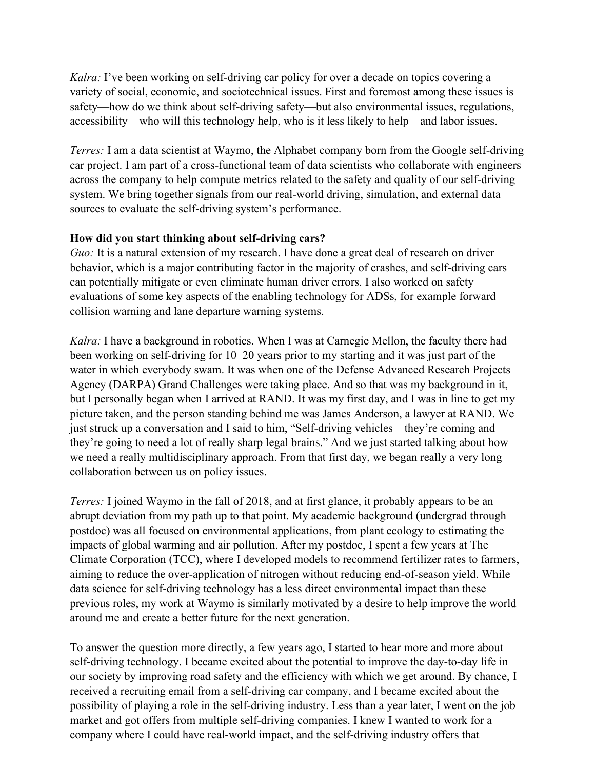*Kalra:* I've been working on self-driving car policy for over a decade on topics covering a variety of social, economic, and sociotechnical issues. First and foremost among these issues is safety—how do we think about self-driving safety—but also environmental issues, regulations, accessibility—who will this technology help, who is it less likely to help—and labor issues.

*Terres:* I am a data scientist at Waymo, the Alphabet company born from the Google self-driving car project. I am part of a cross-functional team of data scientists who collaborate with engineers across the company to help compute metrics related to the safety and quality of our self-driving system. We bring together signals from our real-world driving, simulation, and external data sources to evaluate the self-driving system's performance.

**How did you start thinking about self-driving cars?**

*Guo:* It is a natural extension of my research. I have done a great deal of research on driver behavior, which is a major contributing factor in the majority of crashes, and self-driving cars can potentially mitigate or even eliminate human driver errors. I also worked on safety evaluations of some key aspects of the enabling technology for ADSs, for example forward collision warning and lane departure warning systems.

*Kalra:* I have a background in robotics. When I was at Carnegie Mellon, the faculty there had been working on self-driving for 10–20 years prior to my starting and it was just part of the water in which everybody swam. It was when one of the Defense Advanced Research Projects Agency (DARPA) Grand Challenges were taking place. And so that was my background in it, but I personally began when I arrived at RAND. It was my first day, and I was in line to get my picture taken, and the person standing behind me was James Anderson, a lawyer at RAND. We just struck up a conversation and I said to him, "Self-driving vehicles—they're coming and they're going to need a lot of really sharp legal brains." And we just started talking about how we need a really multidisciplinary approach. From that first day, we began really a very long collaboration between us on policy issues.

*Terres:* I joined Waymo in the fall of 2018, and at first glance, it probably appears to be an abrupt deviation from my path up to that point. My academic background (undergrad through postdoc) was all focused on environmental applications, from plant ecology to estimating the impacts of global warming and air pollution. After my postdoc, I spent a few years at The Climate Corporation (TCC), where I developed models to recommend fertilizer rates to farmers, aiming to reduce the over-application of nitrogen without reducing end-of-season yield. While data science for self-driving technology has a less direct environmental impact than these previous roles, my work at Waymo is similarly motivated by a desire to help improve the world around me and create a better future for the next generation.

To answer the question more directly, a few years ago, I started to hear more and more about self-driving technology. I became excited about the potential to improve the day-to-day life in our society by improving road safety and the efficiency with which we get around. By chance, I received a recruiting email from a self-driving car company, and I became excited about the possibility of playing a role in the self-driving industry. Less than a year later, I went on the job market and got offers from multiple self-driving companies. I knew I wanted to work for a company where I could have real-world impact, and the self-driving industry offers that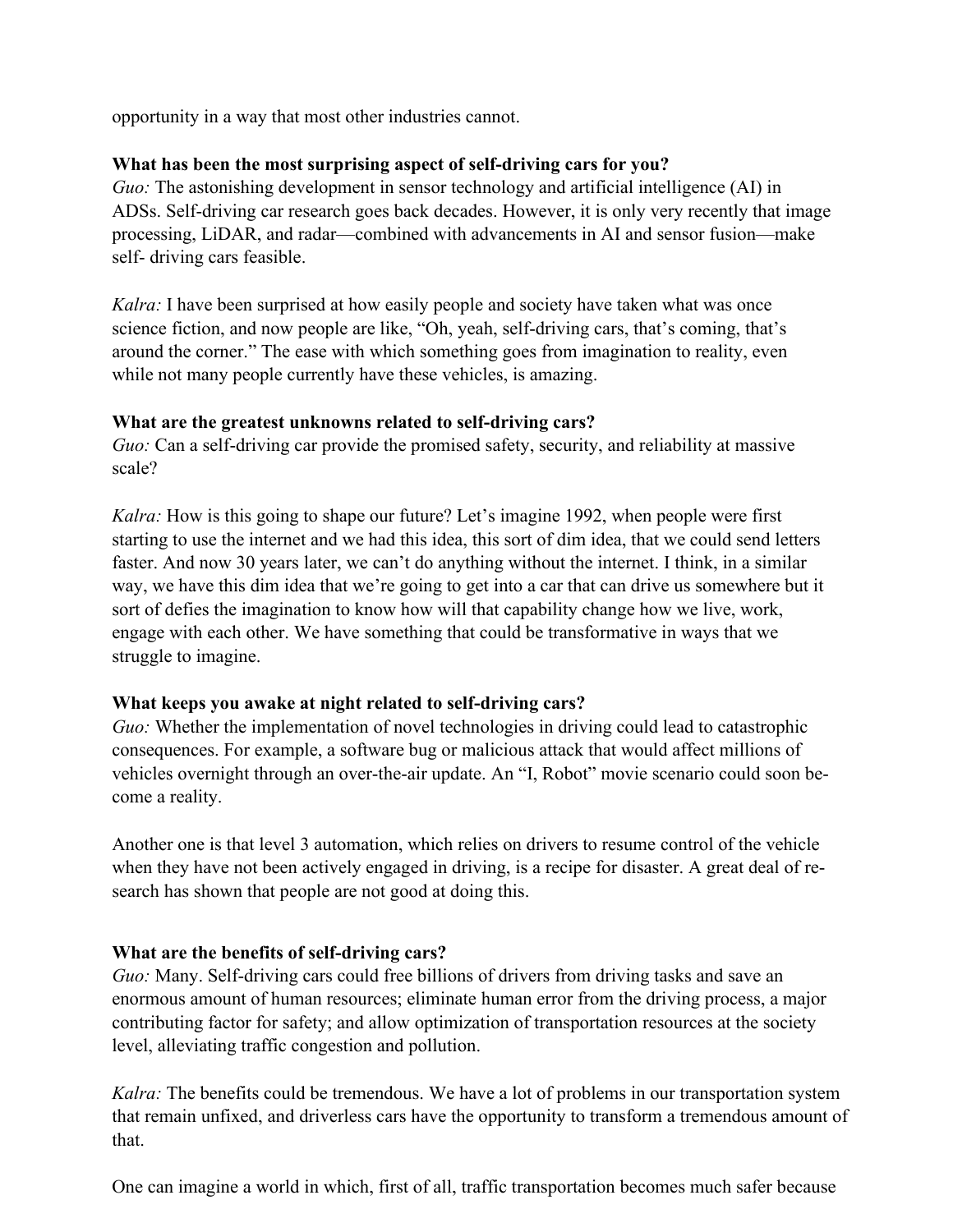opportunity in a way that most other industries cannot.

**What has been the most surprising aspect of self-driving cars for you?**
*Guo:* The astonishing development in sensor technology and artificial intelligence (AI) in ADSs. Self-driving car research goes back decades. However, it is only very recently that image processing, LiDAR, and radar—combined with advancements in AI and sensor fusion—make self- driving cars feasible.

*Kalra:* I have been surprised at how easily people and society have taken what was once science fiction, and now people are like, "Oh, yeah, self-driving cars, that's coming, that's around the corner." The ease with which something goes from imagination to reality, even while not many people currently have these vehicles, is amazing.

**What are the greatest unknowns related to self-driving cars?**
*Guo:* Can a self-driving car provide the promised safety, security, and reliability at massive scale?

*Kalra:* How is this going to shape our future? Let's imagine 1992, when people were first starting to use the internet and we had this idea, this sort of dim idea, that we could send letters faster. And now 30 years later, we can't do anything without the internet. I think, in a similar way, we have this dim idea that we're going to get into a car that can drive us somewhere but it sort of defies the imagination to know how will that capability change how we live, work, engage with each other. We have something that could be transformative in ways that we struggle to imagine.

**What keeps you awake at night related to self-driving cars?**
*Guo:* Whether the implementation of novel technologies in driving could lead to catastrophic consequences. For example, a software bug or malicious attack that would affect millions of vehicles overnight through an over-the-air update. An "I, Robot" movie scenario could soon become a reality.

Another one is that level 3 automation, which relies on drivers to resume control of the vehicle when they have not been actively engaged in driving, is a recipe for disaster. A great deal of research has shown that people are not good at doing this.

**What are the benefits of self-driving cars?**
*Guo:* Many. Self-driving cars could free billions of drivers from driving tasks and save an enormous amount of human resources; eliminate human error from the driving process, a major contributing factor for safety; and allow optimization of transportation resources at the society level, alleviating traffic congestion and pollution.

*Kalra:* The benefits could be tremendous. We have a lot of problems in our transportation system that remain unfixed, and driverless cars have the opportunity to transform a tremendous amount of that.

One can imagine a world in which, first of all, traffic transportation becomes much safer because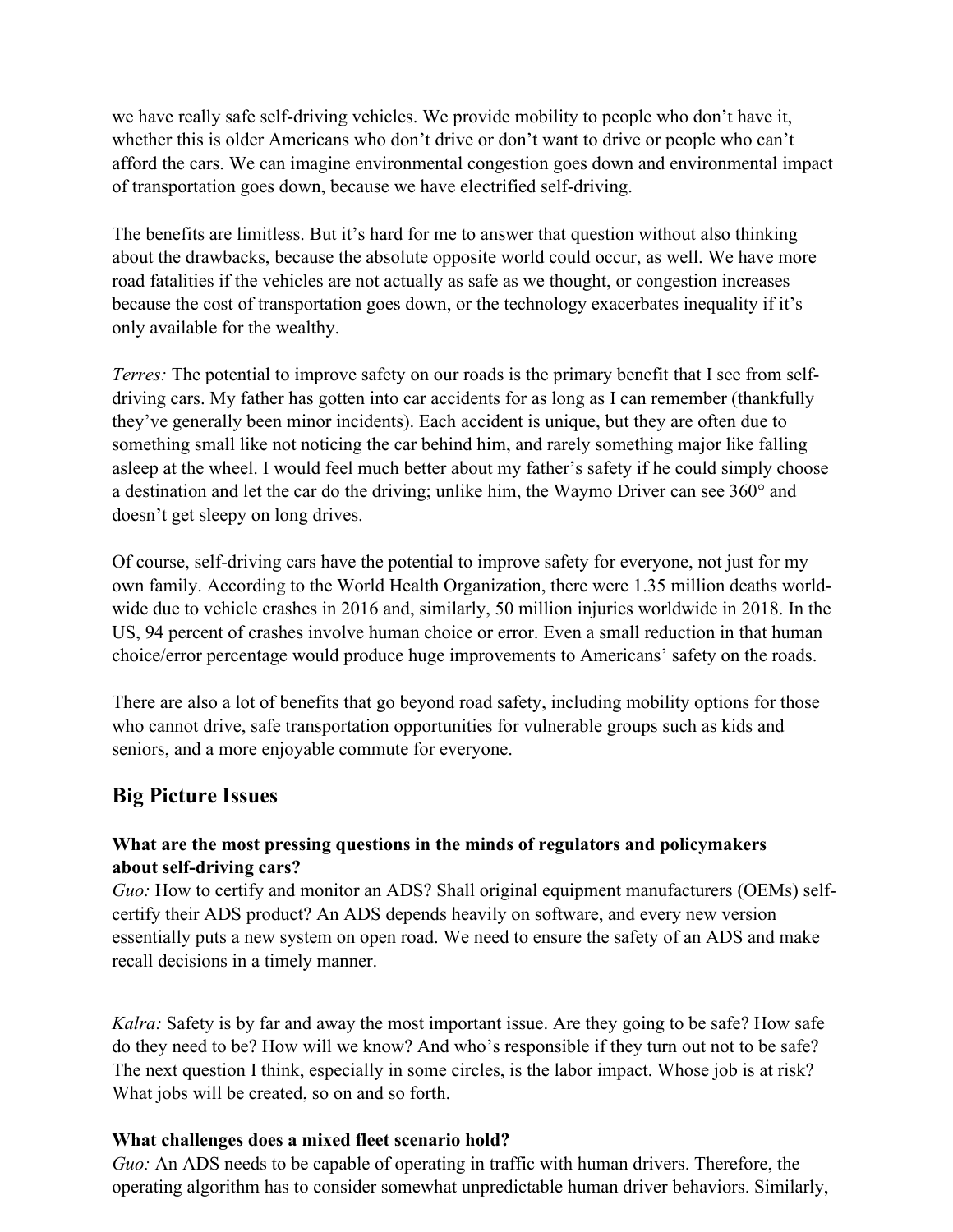we have really safe self-driving vehicles. We provide mobility to people who don't have it, whether this is older Americans who don't drive or don't want to drive or people who can't afford the cars. We can imagine environmental congestion goes down and environmental impact of transportation goes down, because we have electrified self-driving.

The benefits are limitless. But it's hard for me to answer that question without also thinking about the drawbacks, because the absolute opposite world could occur, as well. We have more road fatalities if the vehicles are not actually as safe as we thought, or congestion increases because the cost of transportation goes down, or the technology exacerbates inequality if it's only available for the wealthy.

*Terres:* The potential to improve safety on our roads is the primary benefit that I see from self-driving cars. My father has gotten into car accidents for as long as I can remember (thankfully they've generally been minor incidents). Each accident is unique, but they are often due to something small like not noticing the car behind him, and rarely something major like falling asleep at the wheel. I would feel much better about my father's safety if he could simply choose a destination and let the car do the driving; unlike him, the Waymo Driver can see 360° and doesn't get sleepy on long drives.

Of course, self-driving cars have the potential to improve safety for everyone, not just for my own family. According to the World Health Organization, there were 1.35 million deaths worldwide due to vehicle crashes in 2016 and, similarly, 50 million injuries worldwide in 2018. In the US, 94 percent of crashes involve human choice or error. Even a small reduction in that human choice/error percentage would produce huge improvements to Americans' safety on the roads.

There are also a lot of benefits that go beyond road safety, including mobility options for those who cannot drive, safe transportation opportunities for vulnerable groups such as kids and seniors, and a more enjoyable commute for everyone.

## Big Picture Issues

**What are the most pressing questions in the minds of regulators and policymakers about self-driving cars?**

*Guo:* How to certify and monitor an ADS? Shall original equipment manufacturers (OEMs) self-certify their ADS product? An ADS depends heavily on software, and every new version essentially puts a new system on open road. We need to ensure the safety of an ADS and make recall decisions in a timely manner.

*Kalra:* Safety is by far and away the most important issue. Are they going to be safe? How safe do they need to be? How will we know? And who's responsible if they turn out not to be safe? The next question I think, especially in some circles, is the labor impact. Whose job is at risk? What jobs will be created, so on and so forth.

**What challenges does a mixed fleet scenario hold?**

*Guo:* An ADS needs to be capable of operating in traffic with human drivers. Therefore, the operating algorithm has to consider somewhat unpredictable human driver behaviors. Similarly,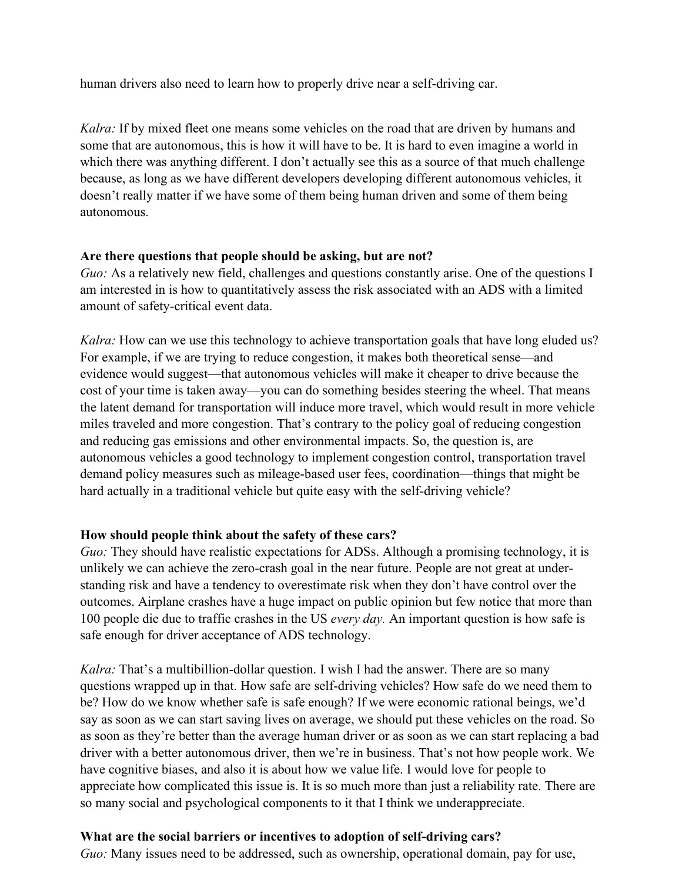human drivers also need to learn how to properly drive near a self-driving car.

*Kalra:* If by mixed fleet one means some vehicles on the road that are driven by humans and some that are autonomous, this is how it will have to be. It is hard to even imagine a world in which there was anything different. I don't actually see this as a source of that much challenge because, as long as we have different developers developing different autonomous vehicles, it doesn't really matter if we have some of them being human driven and some of them being autonomous.

**Are there questions that people should be asking, but are not?**

*Guo:* As a relatively new field, challenges and questions constantly arise. One of the questions I am interested in is how to quantitatively assess the risk associated with an ADS with a limited amount of safety-critical event data.

*Kalra:* How can we use this technology to achieve transportation goals that have long eluded us? For example, if we are trying to reduce congestion, it makes both theoretical sense—and evidence would suggest—that autonomous vehicles will make it cheaper to drive because the cost of your time is taken away—you can do something besides steering the wheel. That means the latent demand for transportation will induce more travel, which would result in more vehicle miles traveled and more congestion. That's contrary to the policy goal of reducing congestion and reducing gas emissions and other environmental impacts. So, the question is, are autonomous vehicles a good technology to implement congestion control, transportation travel demand policy measures such as mileage-based user fees, coordination—things that might be hard actually in a traditional vehicle but quite easy with the self-driving vehicle?

**How should people think about the safety of these cars?**

*Guo:* They should have realistic expectations for ADSs. Although a promising technology, it is unlikely we can achieve the zero-crash goal in the near future. People are not great at understanding risk and have a tendency to overestimate risk when they don't have control over the outcomes. Airplane crashes have a huge impact on public opinion but few notice that more than 100 people die due to traffic crashes in the US *every day.* An important question is how safe is safe enough for driver acceptance of ADS technology.

*Kalra:* That's a multibillion-dollar question. I wish I had the answer. There are so many questions wrapped up in that. How safe are self-driving vehicles? How safe do we need them to be? How do we know whether safe is safe enough? If we were economic rational beings, we'd say as soon as we can start saving lives on average, we should put these vehicles on the road. So as soon as they're better than the average human driver or as soon as we can start replacing a bad driver with a better autonomous driver, then we're in business. That's not how people work. We have cognitive biases, and also it is about how we value life. I would love for people to appreciate how complicated this issue is. It is so much more than just a reliability rate. There are so many social and psychological components to it that I think we underappreciate.

**What are the social barriers or incentives to adoption of self-driving cars?**

*Guo:* Many issues need to be addressed, such as ownership, operational domain, pay for use,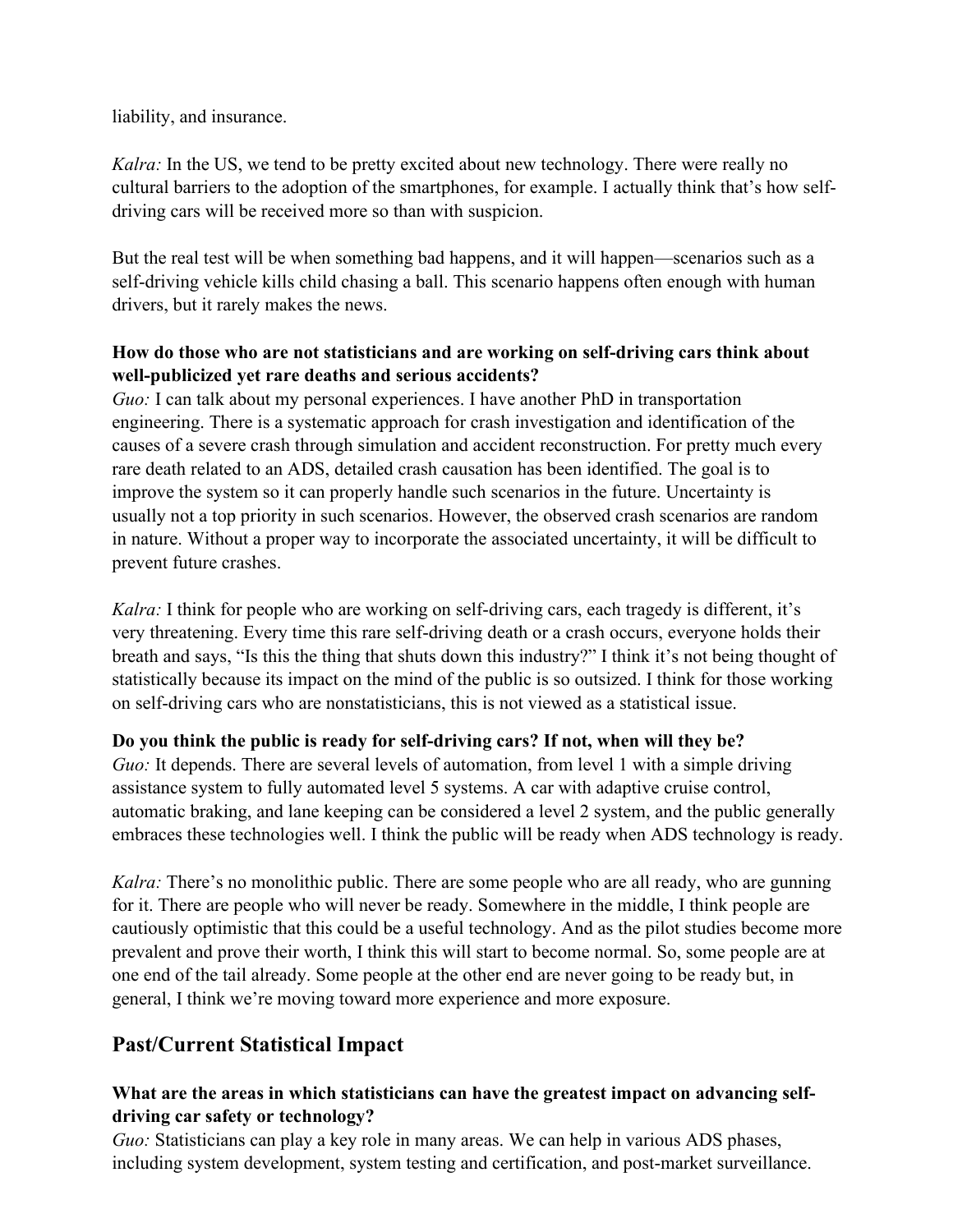liability, and insurance.

*Kalra:* In the US, we tend to be pretty excited about new technology. There were really no cultural barriers to the adoption of the smartphones, for example. I actually think that's how self-driving cars will be received more so than with suspicion.

But the real test will be when something bad happens, and it will happen—scenarios such as a self-driving vehicle kills child chasing a ball. This scenario happens often enough with human drivers, but it rarely makes the news.

**How do those who are not statisticians and are working on self-driving cars think about well-publicized yet rare deaths and serious accidents?**

*Guo:* I can talk about my personal experiences. I have another PhD in transportation engineering. There is a systematic approach for crash investigation and identification of the causes of a severe crash through simulation and accident reconstruction. For pretty much every rare death related to an ADS, detailed crash causation has been identified. The goal is to improve the system so it can properly handle such scenarios in the future. Uncertainty is usually not a top priority in such scenarios. However, the observed crash scenarios are random in nature. Without a proper way to incorporate the associated uncertainty, it will be difficult to prevent future crashes.

*Kalra:* I think for people who are working on self-driving cars, each tragedy is different, it's very threatening. Every time this rare self-driving death or a crash occurs, everyone holds their breath and says, "Is this the thing that shuts down this industry?" I think it's not being thought of statistically because its impact on the mind of the public is so outsized. I think for those working on self-driving cars who are nonstatisticians, this is not viewed as a statistical issue.

**Do you think the public is ready for self-driving cars? If not, when will they be?**

*Guo:* It depends. There are several levels of automation, from level 1 with a simple driving assistance system to fully automated level 5 systems. A car with adaptive cruise control, automatic braking, and lane keeping can be considered a level 2 system, and the public generally embraces these technologies well. I think the public will be ready when ADS technology is ready.

*Kalra:* There's no monolithic public. There are some people who are all ready, who are gunning for it. There are people who will never be ready. Somewhere in the middle, I think people are cautiously optimistic that this could be a useful technology. And as the pilot studies become more prevalent and prove their worth, I think this will start to become normal. So, some people are at one end of the tail already. Some people at the other end are never going to be ready but, in general, I think we're moving toward more experience and more exposure.

## Past/Current Statistical Impact

### What are the areas in which statisticians can have the greatest impact on advancing self-driving car safety or technology?

*Guo:* Statisticians can play a key role in many areas. We can help in various ADS phases, including system development, system testing and certification, and post-market surveillance.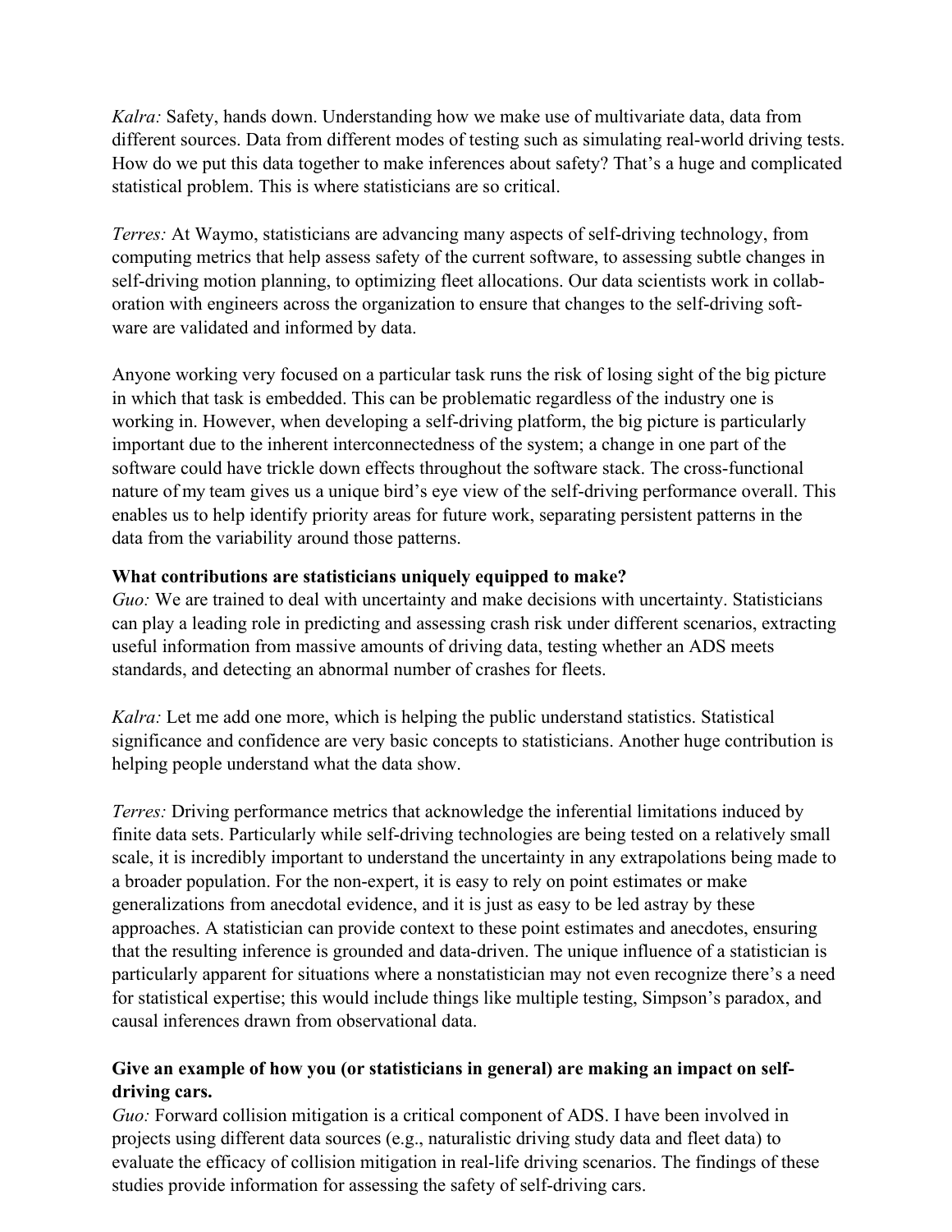*Kalra:* Safety, hands down. Understanding how we make use of multivariate data, data from different sources. Data from different modes of testing such as simulating real-world driving tests. How do we put this data together to make inferences about safety? That's a huge and complicated statistical problem. This is where statisticians are so critical.

*Terres:* At Waymo, statisticians are advancing many aspects of self-driving technology, from computing metrics that help assess safety of the current software, to assessing subtle changes in self-driving motion planning, to optimizing fleet allocations. Our data scientists work in collaboration with engineers across the organization to ensure that changes to the self-driving software are validated and informed by data.

Anyone working very focused on a particular task runs the risk of losing sight of the big picture in which that task is embedded. This can be problematic regardless of the industry one is working in. However, when developing a self-driving platform, the big picture is particularly important due to the inherent interconnectedness of the system; a change in one part of the software could have trickle down effects throughout the software stack. The cross-functional nature of my team gives us a unique bird's eye view of the self-driving performance overall. This enables us to help identify priority areas for future work, separating persistent patterns in the data from the variability around those patterns.

**What contributions are statisticians uniquely equipped to make?**

*Guo:* We are trained to deal with uncertainty and make decisions with uncertainty. Statisticians can play a leading role in predicting and assessing crash risk under different scenarios, extracting useful information from massive amounts of driving data, testing whether an ADS meets standards, and detecting an abnormal number of crashes for fleets.

*Kalra:* Let me add one more, which is helping the public understand statistics. Statistical significance and confidence are very basic concepts to statisticians. Another huge contribution is helping people understand what the data show.

*Terres:* Driving performance metrics that acknowledge the inferential limitations induced by finite data sets. Particularly while self-driving technologies are being tested on a relatively small scale, it is incredibly important to understand the uncertainty in any extrapolations being made to a broader population. For the non-expert, it is easy to rely on point estimates or make generalizations from anecdotal evidence, and it is just as easy to be led astray by these approaches. A statistician can provide context to these point estimates and anecdotes, ensuring that the resulting inference is grounded and data-driven. The unique influence of a statistician is particularly apparent for situations where a nonstatistician may not even recognize there's a need for statistical expertise; this would include things like multiple testing, Simpson's paradox, and causal inferences drawn from observational data.

**Give an example of how you (or statisticians in general) are making an impact on self-driving cars.**

*Guo:* Forward collision mitigation is a critical component of ADS. I have been involved in projects using different data sources (e.g., naturalistic driving study data and fleet data) to evaluate the efficacy of collision mitigation in real-life driving scenarios. The findings of these studies provide information for assessing the safety of self-driving cars.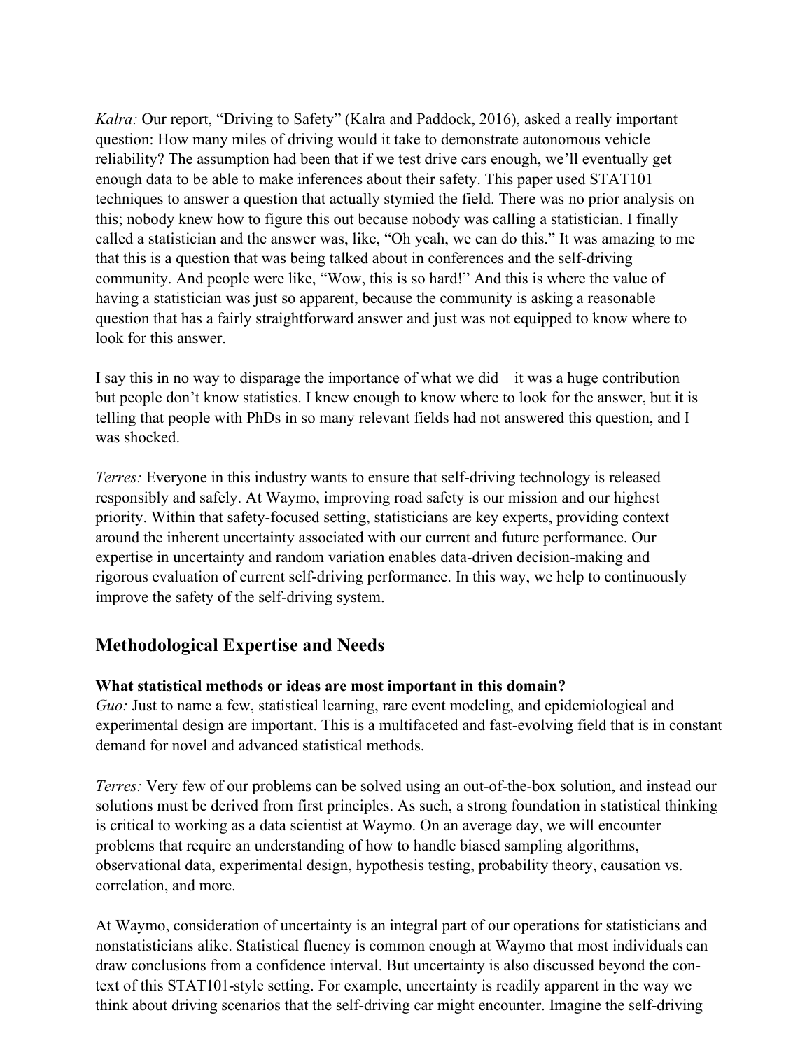*Kalra:* Our report, "Driving to Safety" (Kalra and Paddock, 2016), asked a really important question: How many miles of driving would it take to demonstrate autonomous vehicle reliability? The assumption had been that if we test drive cars enough, we'll eventually get enough data to be able to make inferences about their safety. This paper used STAT101 techniques to answer a question that actually stymied the field. There was no prior analysis on this; nobody knew how to figure this out because nobody was calling a statistician. I finally called a statistician and the answer was, like, "Oh yeah, we can do this." It was amazing to me that this is a question that was being talked about in conferences and the self-driving community. And people were like, "Wow, this is so hard!" And this is where the value of having a statistician was just so apparent, because the community is asking a reasonable question that has a fairly straightforward answer and just was not equipped to know where to look for this answer.

I say this in no way to disparage the importance of what we did—it was a huge contribution—but people don't know statistics. I knew enough to know where to look for the answer, but it is telling that people with PhDs in so many relevant fields had not answered this question, and I was shocked.

*Terres:* Everyone in this industry wants to ensure that self-driving technology is released responsibly and safely. At Waymo, improving road safety is our mission and our highest priority. Within that safety-focused setting, statisticians are key experts, providing context around the inherent uncertainty associated with our current and future performance. Our expertise in uncertainty and random variation enables data-driven decision-making and rigorous evaluation of current self-driving performance. In this way, we help to continuously improve the safety of the self-driving system.

## Methodological Expertise and Needs

**What statistical methods or ideas are most important in this domain?**

*Guo:* Just to name a few, statistical learning, rare event modeling, and epidemiological and experimental design are important. This is a multifaceted and fast-evolving field that is in constant demand for novel and advanced statistical methods.

*Terres:* Very few of our problems can be solved using an out-of-the-box solution, and instead our solutions must be derived from first principles. As such, a strong foundation in statistical thinking is critical to working as a data scientist at Waymo. On an average day, we will encounter problems that require an understanding of how to handle biased sampling algorithms, observational data, experimental design, hypothesis testing, probability theory, causation vs. correlation, and more.

At Waymo, consideration of uncertainty is an integral part of our operations for statisticians and nonstatisticians alike. Statistical fluency is common enough at Waymo that most individuals can draw conclusions from a confidence interval. But uncertainty is also discussed beyond the context of this STAT101-style setting. For example, uncertainty is readily apparent in the way we think about driving scenarios that the self-driving car might encounter. Imagine the self-driving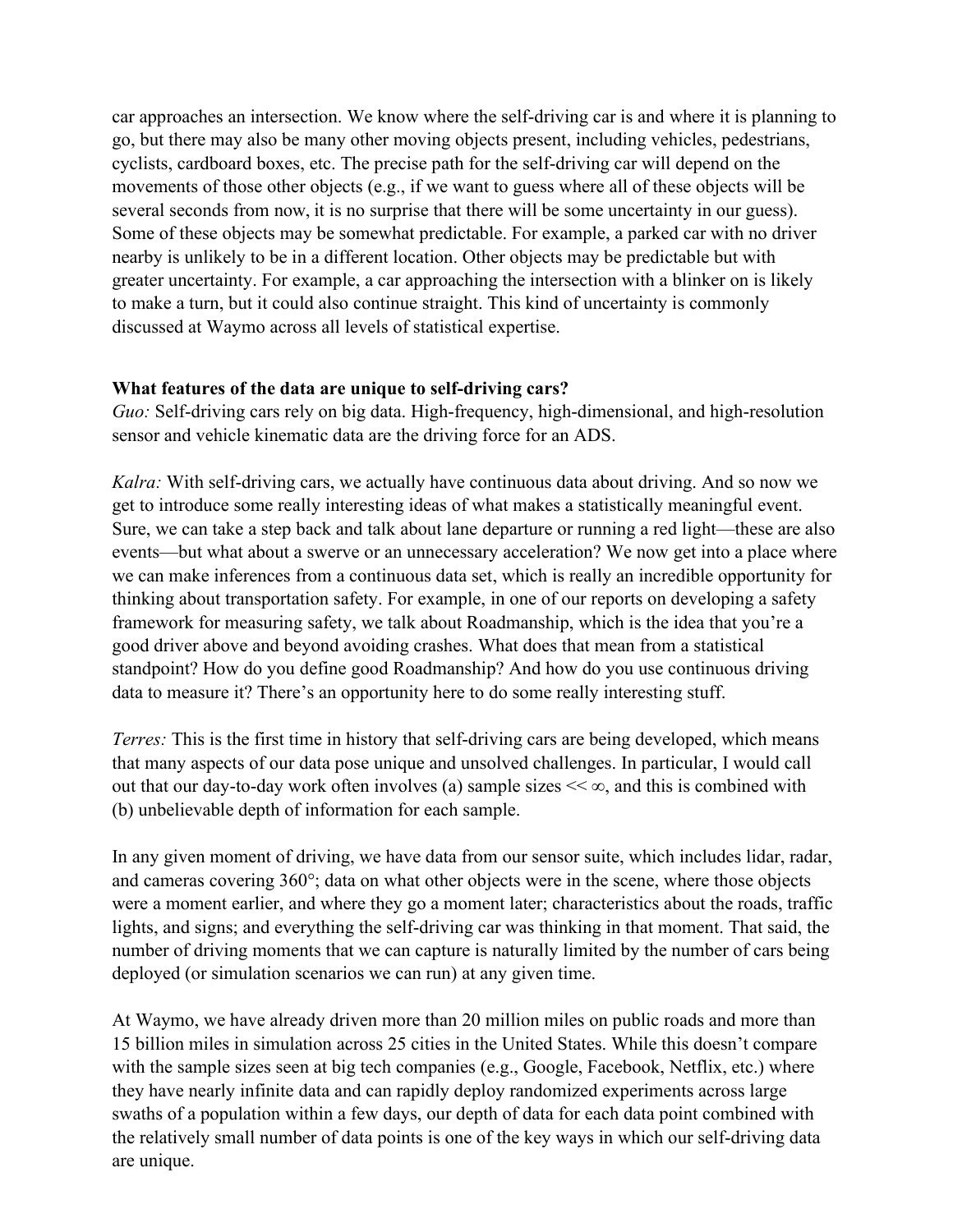car approaches an intersection. We know where the self-driving car is and where it is planning to go, but there may also be many other moving objects present, including vehicles, pedestrians, cyclists, cardboard boxes, etc. The precise path for the self-driving car will depend on the movements of those other objects (e.g., if we want to guess where all of these objects will be several seconds from now, it is no surprise that there will be some uncertainty in our guess). Some of these objects may be somewhat predictable. For example, a parked car with no driver nearby is unlikely to be in a different location. Other objects may be predictable but with greater uncertainty. For example, a car approaching the intersection with a blinker on is likely to make a turn, but it could also continue straight. This kind of uncertainty is commonly discussed at Waymo across all levels of statistical expertise.

**What features of the data are unique to self-driving cars?**

*Guo:* Self-driving cars rely on big data. High-frequency, high-dimensional, and high-resolution sensor and vehicle kinematic data are the driving force for an ADS.

*Kalra:* With self-driving cars, we actually have continuous data about driving. And so now we get to introduce some really interesting ideas of what makes a statistically meaningful event. Sure, we can take a step back and talk about lane departure or running a red light—these are also events—but what about a swerve or an unnecessary acceleration? We now get into a place where we can make inferences from a continuous data set, which is really an incredible opportunity for thinking about transportation safety. For example, in one of our reports on developing a safety framework for measuring safety, we talk about Roadmanship, which is the idea that you're a good driver above and beyond avoiding crashes. What does that mean from a statistical standpoint? How do you define good Roadmanship? And how do you use continuous driving data to measure it? There's an opportunity here to do some really interesting stuff.

*Terres:* This is the first time in history that self-driving cars are being developed, which means that many aspects of our data pose unique and unsolved challenges. In particular, I would call out that our day-to-day work often involves (a) sample sizes $\ll \infty$, and this is combined with (b) unbelievable depth of information for each sample.

In any given moment of driving, we have data from our sensor suite, which includes lidar, radar, and cameras covering 360°; data on what other objects were in the scene, where those objects were a moment earlier, and where they go a moment later; characteristics about the roads, traffic lights, and signs; and everything the self-driving car was thinking in that moment. That said, the number of driving moments that we can capture is naturally limited by the number of cars being deployed (or simulation scenarios we can run) at any given time.

At Waymo, we have already driven more than 20 million miles on public roads and more than 15 billion miles in simulation across 25 cities in the United States. While this doesn't compare with the sample sizes seen at big tech companies (e.g., Google, Facebook, Netflix, etc.) where they have nearly infinite data and can rapidly deploy randomized experiments across large swaths of a population within a few days, our depth of data for each data point combined with the relatively small number of data points is one of the key ways in which our self-driving data are unique.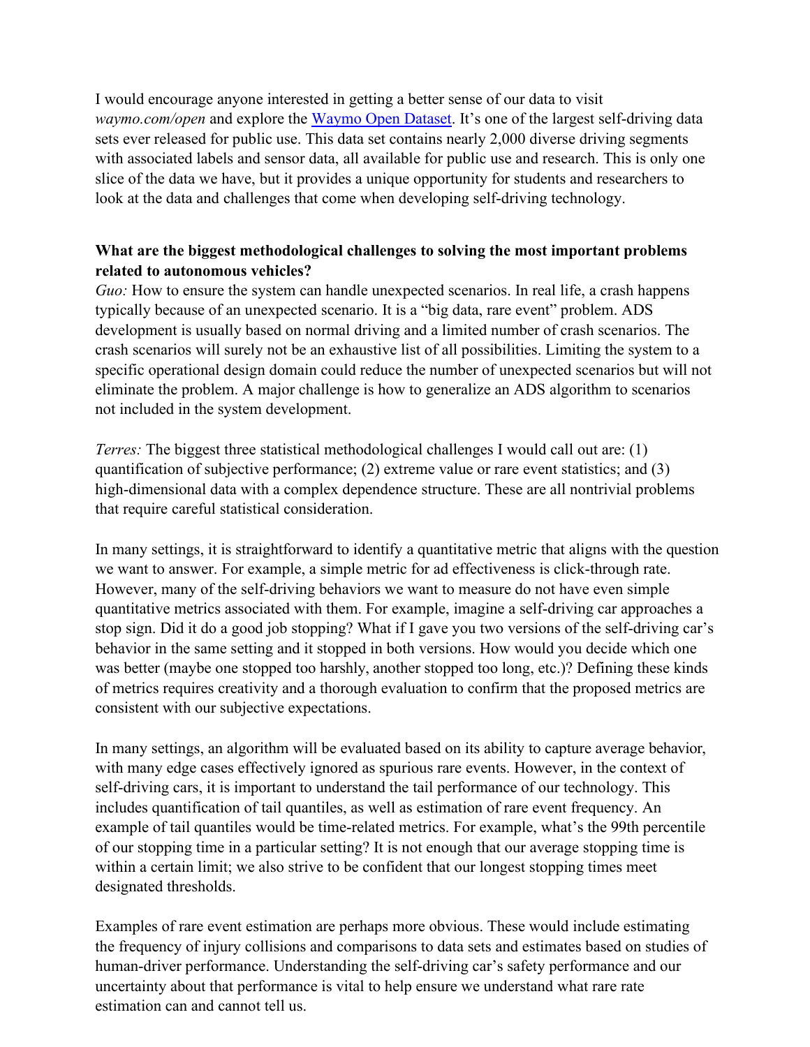I would encourage anyone interested in getting a better sense of our data to visit *waymo.com/open* and explore the [Waymo Open Dataset](https://waymo.com/open). It's one of the largest self-driving data sets ever released for public use. This data set contains nearly 2,000 diverse driving segments with associated labels and sensor data, all available for public use and research. This is only one slice of the data we have, but it provides a unique opportunity for students and researchers to look at the data and challenges that come when developing self-driving technology.

**What are the biggest methodological challenges to solving the most important problems related to autonomous vehicles?**

*Guo:* How to ensure the system can handle unexpected scenarios. In real life, a crash happens typically because of an unexpected scenario. It is a "big data, rare event" problem. ADS development is usually based on normal driving and a limited number of crash scenarios. The crash scenarios will surely not be an exhaustive list of all possibilities. Limiting the system to a specific operational design domain could reduce the number of unexpected scenarios but will not eliminate the problem. A major challenge is how to generalize an ADS algorithm to scenarios not included in the system development.

*Terres:* The biggest three statistical methodological challenges I would call out are: (1) quantification of subjective performance; (2) extreme value or rare event statistics; and (3) high-dimensional data with a complex dependence structure. These are all nontrivial problems that require careful statistical consideration.

In many settings, it is straightforward to identify a quantitative metric that aligns with the question we want to answer. For example, a simple metric for ad effectiveness is click-through rate. However, many of the self-driving behaviors we want to measure do not have even simple quantitative metrics associated with them. For example, imagine a self-driving car approaches a stop sign. Did it do a good job stopping? What if I gave you two versions of the self-driving car's behavior in the same setting and it stopped in both versions. How would you decide which one was better (maybe one stopped too harshly, another stopped too long, etc.)? Defining these kinds of metrics requires creativity and a thorough evaluation to confirm that the proposed metrics are consistent with our subjective expectations.

In many settings, an algorithm will be evaluated based on its ability to capture average behavior, with many edge cases effectively ignored as spurious rare events. However, in the context of self-driving cars, it is important to understand the tail performance of our technology. This includes quantification of tail quantiles, as well as estimation of rare event frequency. An example of tail quantiles would be time-related metrics. For example, what's the 99th percentile of our stopping time in a particular setting? It is not enough that our average stopping time is within a certain limit; we also strive to be confident that our longest stopping times meet designated thresholds.

Examples of rare event estimation are perhaps more obvious. These would include estimating the frequency of injury collisions and comparisons to data sets and estimates based on studies of human-driver performance. Understanding the self-driving car's safety performance and our uncertainty about that performance is vital to help ensure we understand what rare rate estimation can and cannot tell us.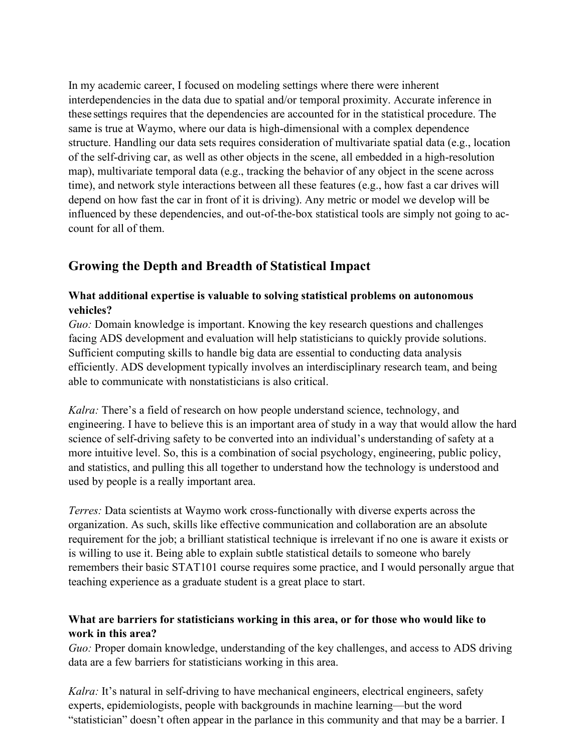In my academic career, I focused on modeling settings where there were inherent interdependencies in the data due to spatial and/or temporal proximity. Accurate inference in these settings requires that the dependencies are accounted for in the statistical procedure. The same is true at Waymo, where our data is high-dimensional with a complex dependence structure. Handling our data sets requires consideration of multivariate spatial data (e.g., location of the self-driving car, as well as other objects in the scene, all embedded in a high-resolution map), multivariate temporal data (e.g., tracking the behavior of any object in the scene across time), and network style interactions between all these features (e.g., how fast a car drives will depend on how fast the car in front of it is driving). Any metric or model we develop will be influenced by these dependencies, and out-of-the-box statistical tools are simply not going to account for all of them.

## Growing the Depth and Breadth of Statistical Impact

**What additional expertise is valuable to solving statistical problems on autonomous vehicles?**

*Guo:* Domain knowledge is important. Knowing the key research questions and challenges facing ADS development and evaluation will help statisticians to quickly provide solutions. Sufficient computing skills to handle big data are essential to conducting data analysis efficiently. ADS development typically involves an interdisciplinary research team, and being able to communicate with nonstatisticians is also critical.

*Kalra:* There's a field of research on how people understand science, technology, and engineering. I have to believe this is an important area of study in a way that would allow the hard science of self-driving safety to be converted into an individual's understanding of safety at a more intuitive level. So, this is a combination of social psychology, engineering, public policy, and statistics, and pulling this all together to understand how the technology is understood and used by people is a really important area.

*Terres:* Data scientists at Waymo work cross-functionally with diverse experts across the organization. As such, skills like effective communication and collaboration are an absolute requirement for the job; a brilliant statistical technique is irrelevant if no one is aware it exists or is willing to use it. Being able to explain subtle statistical details to someone who barely remembers their basic STAT101 course requires some practice, and I would personally argue that teaching experience as a graduate student is a great place to start.

**What are barriers for statisticians working in this area, or for those who would like to work in this area?**

*Guo:* Proper domain knowledge, understanding of the key challenges, and access to ADS driving data are a few barriers for statisticians working in this area.

*Kalra:* It's natural in self-driving to have mechanical engineers, electrical engineers, safety experts, epidemiologists, people with backgrounds in machine learning—but the word "statistician" doesn't often appear in the parlance in this community and that may be a barrier. I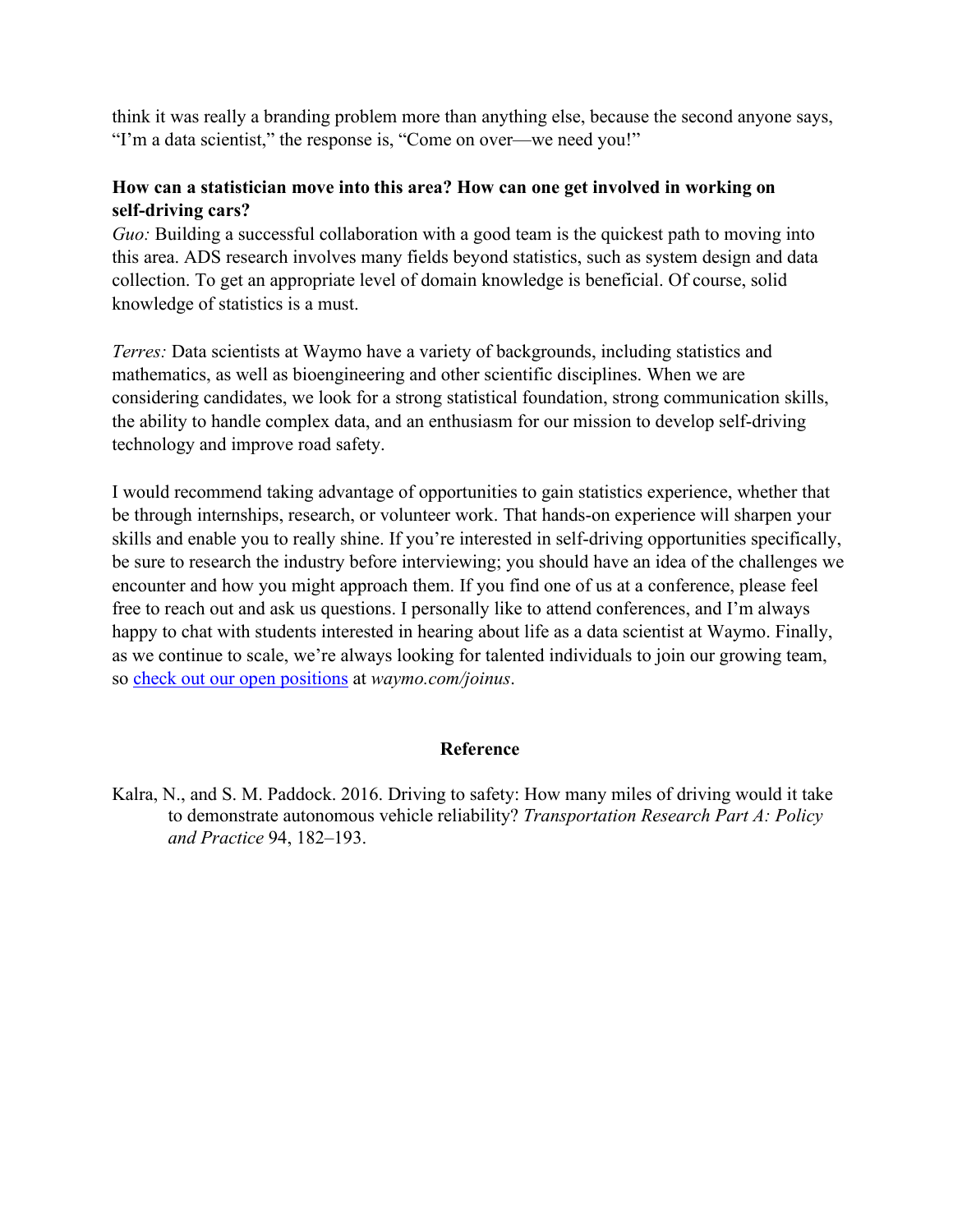think it was really a branding problem more than anything else, because the second anyone says, “I’m a data scientist,” the response is, “Come on over—we need you!”

**How can a statistician move into this area? How can one get involved in working on self-driving cars?**

*Guo:* Building a successful collaboration with a good team is the quickest path to moving into this area. ADS research involves many fields beyond statistics, such as system design and data collection. To get an appropriate level of domain knowledge is beneficial. Of course, solid knowledge of statistics is a must.

*Terres:* Data scientists at Waymo have a variety of backgrounds, including statistics and mathematics, as well as bioengineering and other scientific disciplines. When we are considering candidates, we look for a strong statistical foundation, strong communication skills, the ability to handle complex data, and an enthusiasm for our mission to develop self-driving technology and improve road safety.

I would recommend taking advantage of opportunities to gain statistics experience, whether that be through internships, research, or volunteer work. That hands-on experience will sharpen your skills and enable you to really shine. If you’re interested in self-driving opportunities specifically, be sure to research the industry before interviewing; you should have an idea of the challenges we encounter and how you might approach them. If you find one of us at a conference, please feel free to reach out and ask us questions. I personally like to attend conferences, and I’m always happy to chat with students interested in hearing about life as a data scientist at Waymo. Finally, as we continue to scale, we’re always looking for talented individuals to join our growing team, so check out our open positions at *waymo.com/joinus*.

## Reference

Kalra, N., and S. M. Paddock. 2016. Driving to safety: How many miles of driving would it take to demonstrate autonomous vehicle reliability? *Transportation Research Part A: Policy and Practice* 94, 182–193.